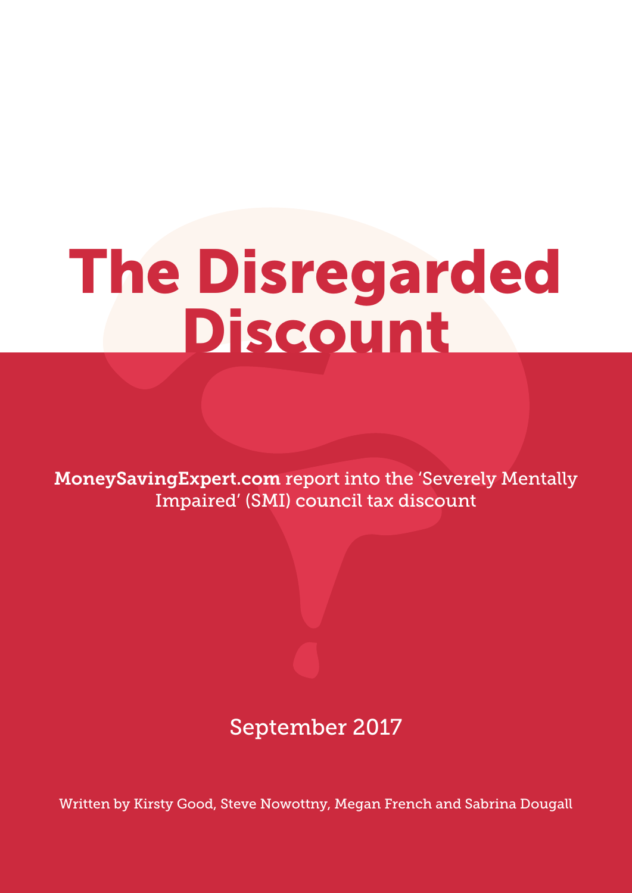# The Disregarded Discount

**MoneySavingExpert.com** report into the 'Severely Mentally Impaired' (SMI) council tax discount

September 2017

Written by Kirsty Good, Steve Nowottny, Megan French and Sabrina Dougall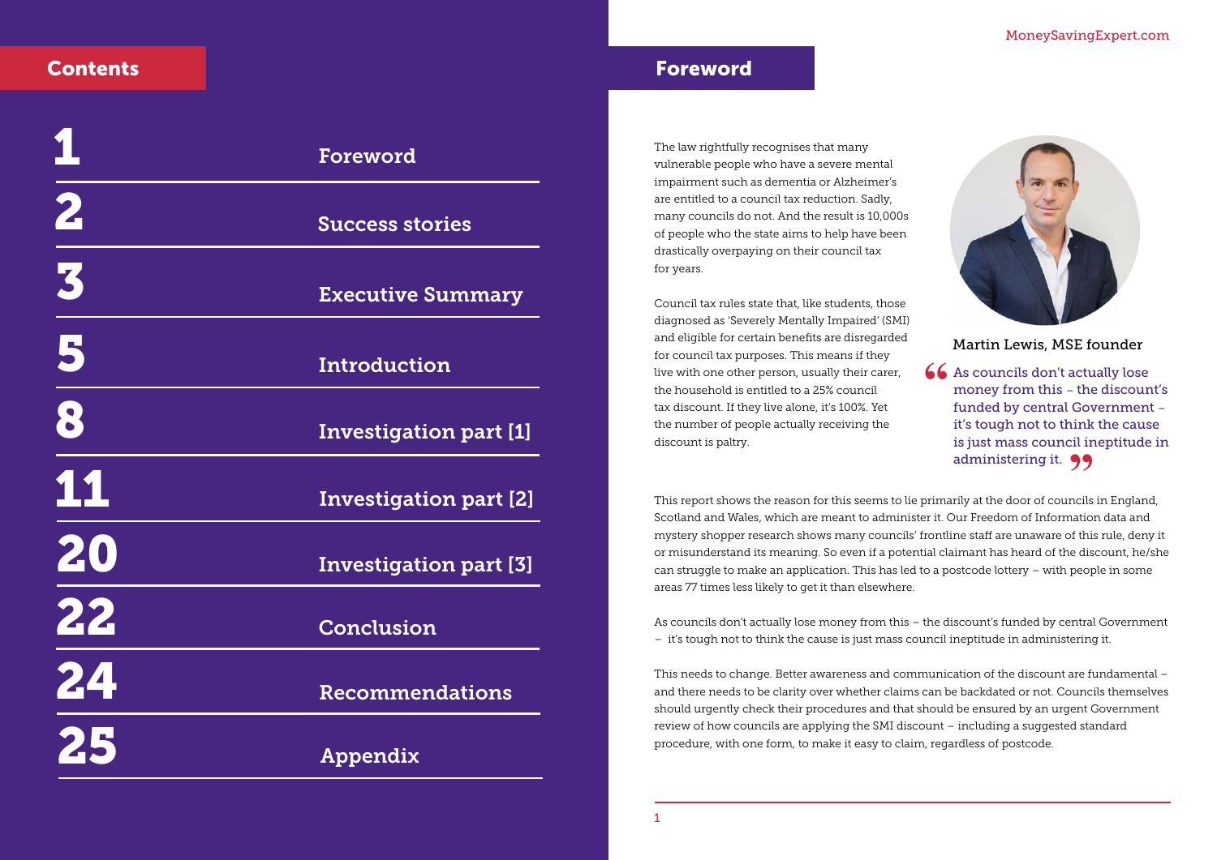## Contents

| | |
|---|---|
| 1 | Foreword |
| 2 | Success stories |
| 3 | Executive Summary |
| 5 | Introduction |
| 8 | Investigation part [1] |
| 11 | Investigation part [2] |
| 20 | Investigation part [3] |
| 22 | Conclusion |
| 24 | Recommendations |
| 25 | Appendix |

## Foreword

The law rightfully recognises that many vulnerable people who have a severe mental impairment such as dementia or Alzheimer's are entitled to a council tax reduction. Sadly, many councils do not. And the result is 10,000s of people who the state aims to help have been drastically overpaying on their council tax for years.

Council tax rules state that, like students, those diagnosed as 'Severely Mentally Impaired' (SMI) and eligible for certain benefits are disregarded for council tax purposes. This means if they live with one other person, usually their carer, the household is entitled to a 25% council tax discount. If they live alone, it's 100%. Yet the number of people actually receiving the discount is paltry.

Martin Lewis, MSE founder

> "As councils don't actually lose money from this – the discount's funded by central Government – it's tough not to think the cause is just mass council ineptitude in administering it."

This report shows the reason for this seems to lie primarily at the door of councils in England, Scotland and Wales, which are meant to administer it. Our Freedom of Information data and mystery shopper research shows many councils' frontline staff are unaware of this rule, deny it or misunderstand its meaning. So even if a potential claimant has heard of the discount, he/she can struggle to make an application. This has led to a postcode lottery – with people in some areas 77 times less likely to get it than elsewhere.

As councils don't actually lose money from this – the discount's funded by central Government – it's tough not to think the cause is just mass council ineptitude in administering it.

This needs to change. Better awareness and communication of the discount are fundamental – and there needs to be clarity over whether claims can be backdated or not. Councils themselves should urgently check their procedures and that should be ensured by an urgent Government review of how councils are applying the SMI discount – including a suggested standard procedure, with one form, to make it easy to claim, regardless of postcode.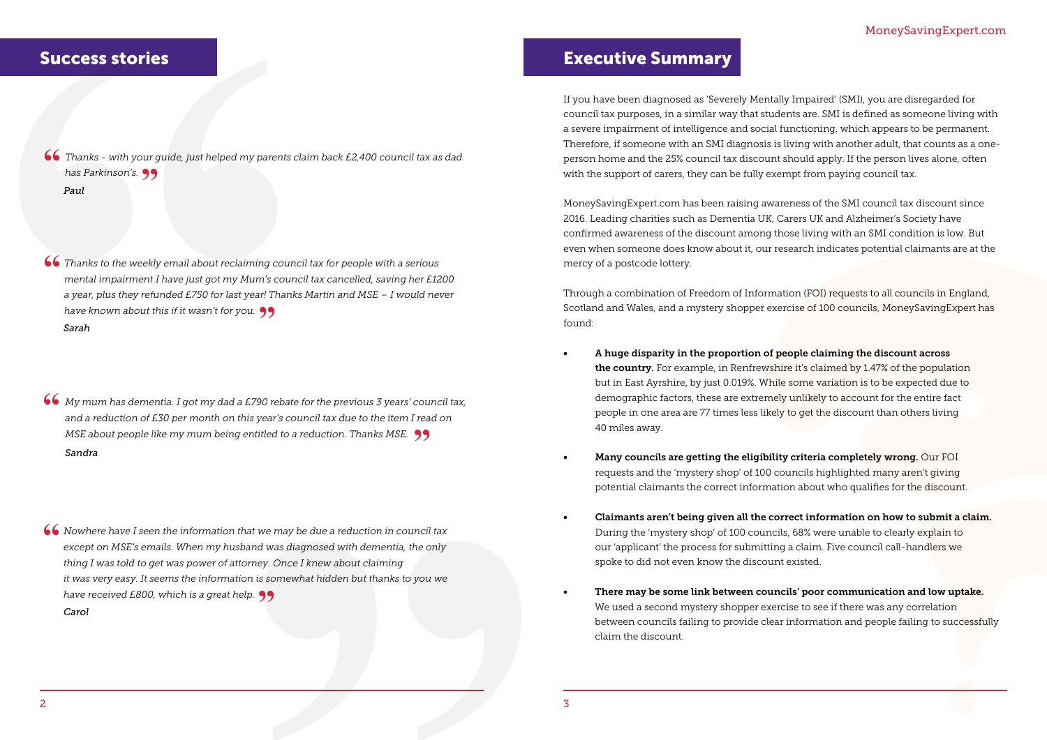## Success stories

> *Thanks - with your guide, just helped my parents claim back £2,400 council tax as dad has Parkinson's.*
>
> *Paul*

> *Thanks to the weekly email about reclaiming council tax for people with a serious mental impairment I have just got my Mum's council tax cancelled, saving her £1200 a year, plus they refunded £750 for last year! Thanks Martin and MSE – I would never have known about this if it wasn't for you.*
>
> *Sarah*

> *My mum has dementia. I got my dad a £790 rebate for the previous 3 years' council tax, and a reduction of £30 per month on this year's council tax due to the item I read on MSE about people like my mum being entitled to a reduction. Thanks MSE.*
>
> *Sandra*

> *Nowhere have I seen the information that we may be due a reduction in council tax except on MSE's emails. When my husband was diagnosed with dementia, the only thing I was told to get was power of attorney. Once I knew about claiming it was very easy. It seems the information is somewhat hidden but thanks to you we have received £800, which is a great help.*
>
> *Carol*

## Executive Summary

If you have been diagnosed as 'Severely Mentally Impaired' (SMI), you are disregarded for council tax purposes, in a similar way that students are. SMI is defined as someone living with a severe impairment of intelligence and social functioning, which appears to be permanent. Therefore, if someone with an SMI diagnosis is living with another adult, that counts as a one-person home and the 25% council tax discount should apply. If the person lives alone, often with the support of carers, they can be fully exempt from paying council tax.

MoneySavingExpert.com has been raising awareness of the SMI council tax discount since 2016. Leading charities such as Dementia UK, Carers UK and Alzheimer's Society have confirmed awareness of the discount among those living with an SMI condition is low. But even when someone does know about it, our research indicates potential claimants are at the mercy of a postcode lottery.

Through a combination of Freedom of Information (FOI) requests to all councils in England, Scotland and Wales, and a mystery shopper exercise of 100 councils, MoneySavingExpert has found:

- **A huge disparity in the proportion of people claiming the discount across the country.** For example, in Renfrewshire it's claimed by 1.47% of the population but in East Ayrshire, by just 0.019%. While some variation is to be expected due to demographic factors, these are extremely unlikely to account for the entire fact people in one area are 77 times less likely to get the discount than others living 40 miles away.
- **Many councils are getting the eligibility criteria completely wrong.** Our FOI requests and the 'mystery shop' of 100 councils highlighted many aren't giving potential claimants the correct information about who qualifies for the discount.
- **Claimants aren't being given all the correct information on how to submit a claim.** During the 'mystery shop' of 100 councils, 68% were unable to clearly explain to our 'applicant' the process for submitting a claim. Five council call-handlers we spoke to did not even know the discount existed.
- **There may be some link between councils' poor communication and low uptake.** We used a second mystery shopper exercise to see if there was any correlation between councils failing to provide clear information and people failing to successfully claim the discount.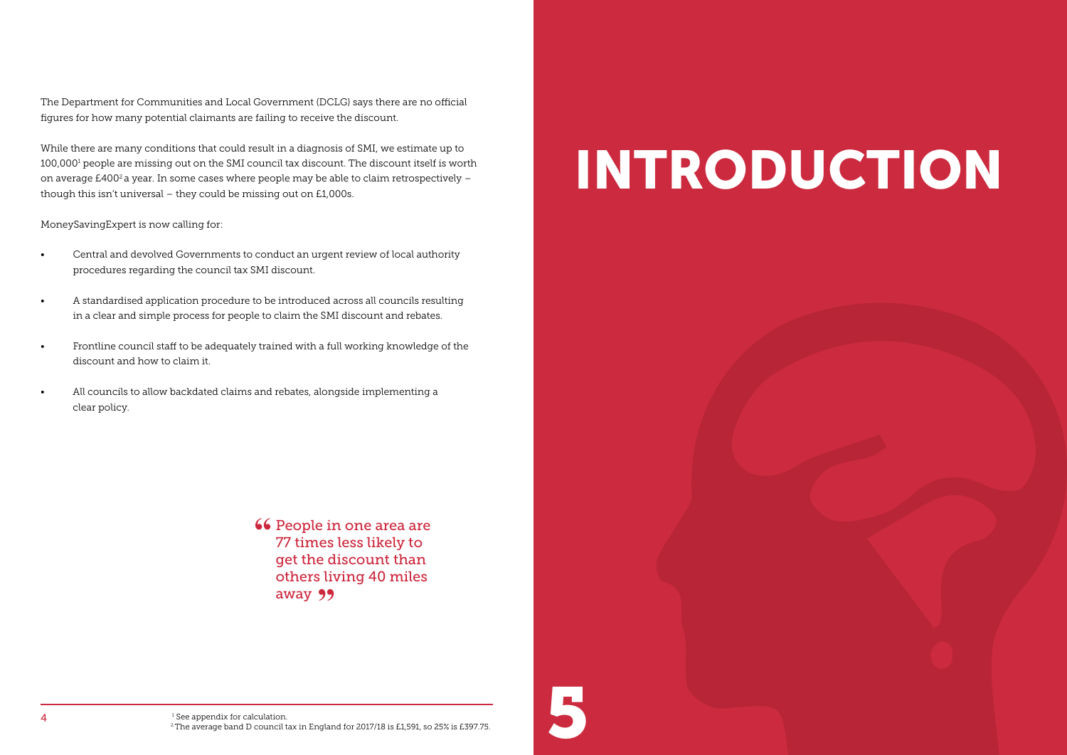The Department for Communities and Local Government (DCLG) says there are no official figures for how many potential claimants are failing to receive the discount.

While there are many conditions that could result in a diagnosis of SMI, we estimate up to 100,000[1] people are missing out on the SMI council tax discount. The discount itself is worth on average £400[2] a year. In some cases where people may be able to claim retrospectively – though this isn't universal – they could be missing out on £1,000s.

MoneySavingExpert is now calling for:

- Central and devolved Governments to conduct an urgent review of local authority procedures regarding the council tax SMI discount.
- A standardised application procedure to be introduced across all councils resulting in a clear and simple process for people to claim the SMI discount and rebates.
- Frontline council staff to be adequately trained with a full working knowledge of the discount and how to claim it.
- All councils to allow backdated claims and rebates, alongside implementing a clear policy.

> "People in one area are 77 times less likely to get the discount than others living 40 miles away"

[1] See appendix for calculation.
[2] The average band D council tax in England for 2017/18 is £1,591, so 25% is £397.75.

# INTRODUCTION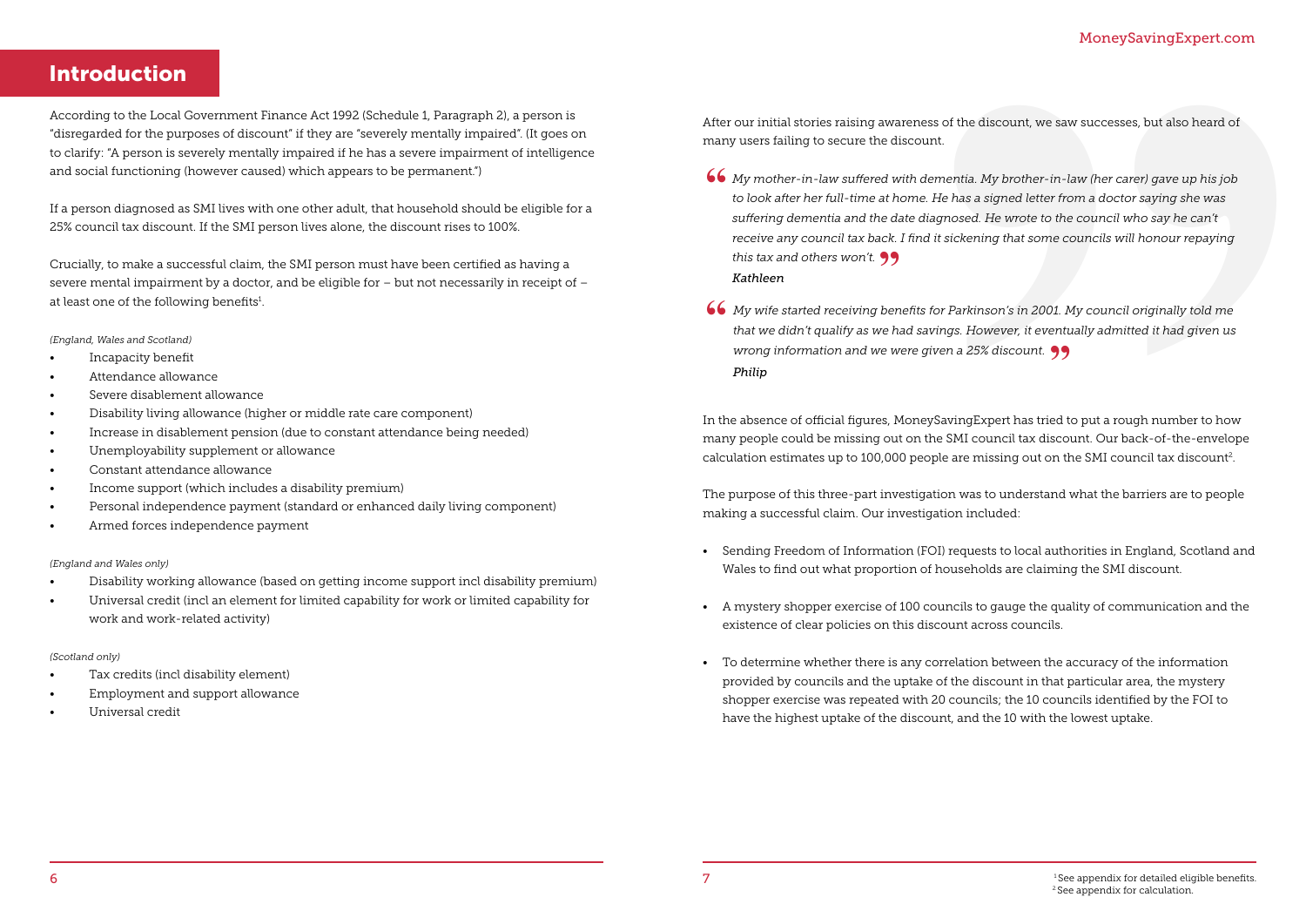# Introduction

According to the Local Government Finance Act 1992 (Schedule 1, Paragraph 2), a person is "disregarded for the purposes of discount" if they are "severely mentally impaired". (It goes on to clarify: "A person is severely mentally impaired if he has a severe impairment of intelligence and social functioning (however caused) which appears to be permanent.")

If a person diagnosed as SMI lives with one other adult, that household should be eligible for a 25% council tax discount. If the SMI person lives alone, the discount rises to 100%.

Crucially, to make a successful claim, the SMI person must have been certified as having a severe mental impairment by a doctor, and be eligible for – but not necessarily in receipt of – at least one of the following benefits[1].

*(England, Wales and Scotland)*

- Incapacity benefit
- Attendance allowance
- Severe disablement allowance
- Disability living allowance (higher or middle rate care component)
- Increase in disablement pension (due to constant attendance being needed)
- Unemployability supplement or allowance
- Constant attendance allowance
- Income support (which includes a disability premium)
- Personal independence payment (standard or enhanced daily living component)
- Armed forces independence payment

*(England and Wales only)*

- Disability working allowance (based on getting income support incl disability premium)
- Universal credit (incl an element for limited capability for work or limited capability for work and work-related activity)

*(Scotland only)*

- Tax credits (incl disability element)
- Employment and support allowance
- Universal credit

After our initial stories raising awareness of the discount, we saw successes, but also heard of many users failing to secure the discount.

> *"My mother-in-law suffered with dementia. My brother-in-law (her carer) gave up his job to look after her full-time at home. He has a signed letter from a doctor saying she was suffering dementia and the date diagnosed. He wrote to the council who say he can't receive any council tax back. I find it sickening that some councils will honour repaying this tax and others won't."*
> ***Kathleen***

> *"My wife started receiving benefits for Parkinson's in 2001. My council originally told me that we didn't qualify as we had savings. However, it eventually admitted it had given us wrong information and we were given a 25% discount."*
> ***Philip***

In the absence of official figures, MoneySavingExpert has tried to put a rough number to how many people could be missing out on the SMI council tax discount. Our back-of-the-envelope calculation estimates up to 100,000 people are missing out on the SMI council tax discount[2].

The purpose of this three-part investigation was to understand what the barriers are to people making a successful claim. Our investigation included:

- Sending Freedom of Information (FOI) requests to local authorities in England, Scotland and Wales to find out what proportion of households are claiming the SMI discount.
- A mystery shopper exercise of 100 councils to gauge the quality of communication and the existence of clear policies on this discount across councils.
- To determine whether there is any correlation between the accuracy of the information provided by councils and the uptake of the discount in that particular area, the mystery shopper exercise was repeated with 20 councils; the 10 councils identified by the FOI to have the highest uptake of the discount, and the 10 with the lowest uptake.

[1] See appendix for detailed eligible benefits.
[2] See appendix for calculation.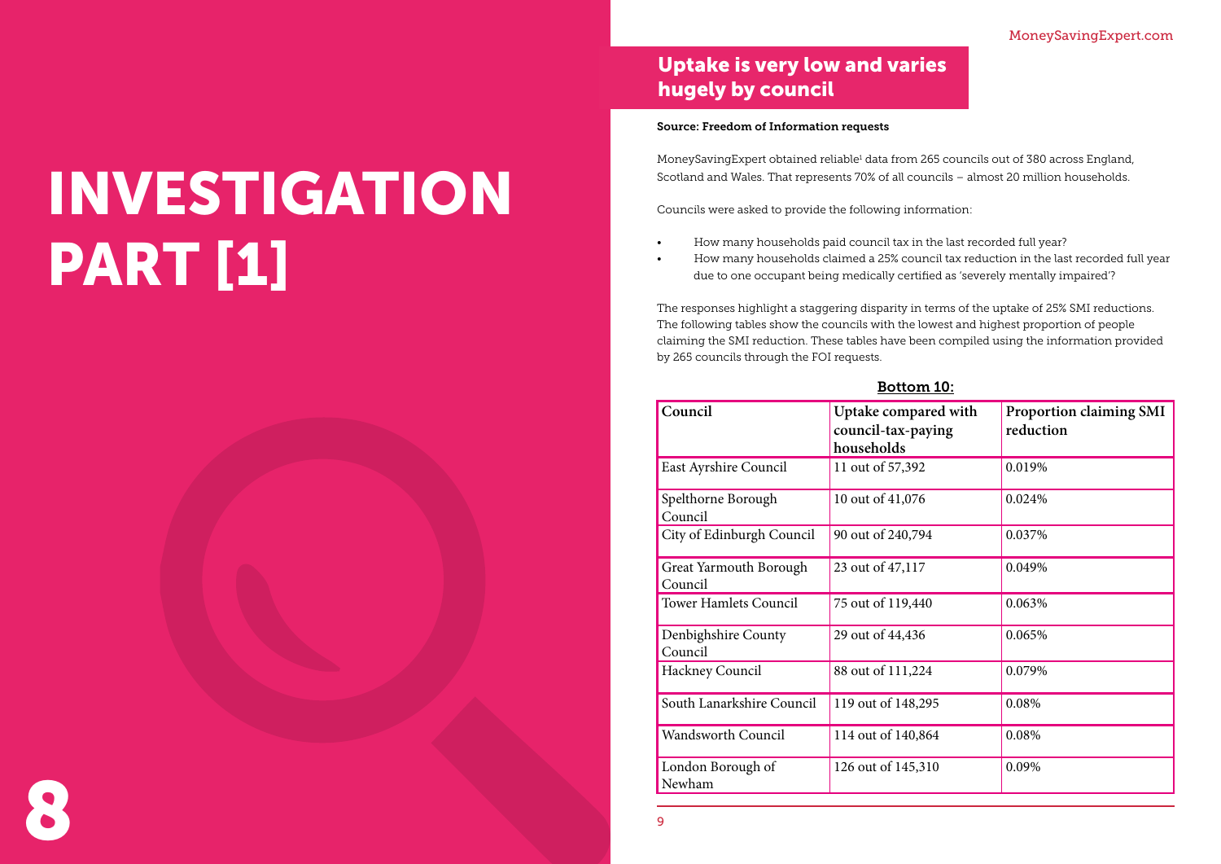# INVESTIGATION PART [1]

## Uptake is very low and varies hugely by council

**Source: Freedom of Information requests**

MoneySavingExpert obtained reliable[1] data from 265 councils out of 380 across England, Scotland and Wales. That represents 70% of all councils – almost 20 million households.

Councils were asked to provide the following information:

- How many households paid council tax in the last recorded full year?
- How many households claimed a 25% council tax reduction in the last recorded full year due to one occupant being medically certified as 'severely mentally impaired'?

The responses highlight a staggering disparity in terms of the uptake of 25% SMI reductions. The following tables show the councils with the lowest and highest proportion of people claiming the SMI reduction. These tables have been compiled using the information provided by 265 councils through the FOI requests.

**Bottom 10:**

| Council | Uptake compared with council-tax-paying households | Proportion claiming SMI reduction |
|---|---|---|
| East Ayrshire Council | 11 out of 57,392 | 0.019% |
| Spelthorne Borough Council | 10 out of 41,076 | 0.024% |
| City of Edinburgh Council | 90 out of 240,794 | 0.037% |
| Great Yarmouth Borough Council | 23 out of 47,117 | 0.049% |
| Tower Hamlets Council | 75 out of 119,440 | 0.063% |
| Denbighshire County Council | 29 out of 44,436 | 0.065% |
| Hackney Council | 88 out of 111,224 | 0.079% |
| South Lanarkshire Council | 119 out of 148,295 | 0.08% |
| Wandsworth Council | 114 out of 140,864 | 0.08% |
| London Borough of Newham | 126 out of 145,310 | 0.09% |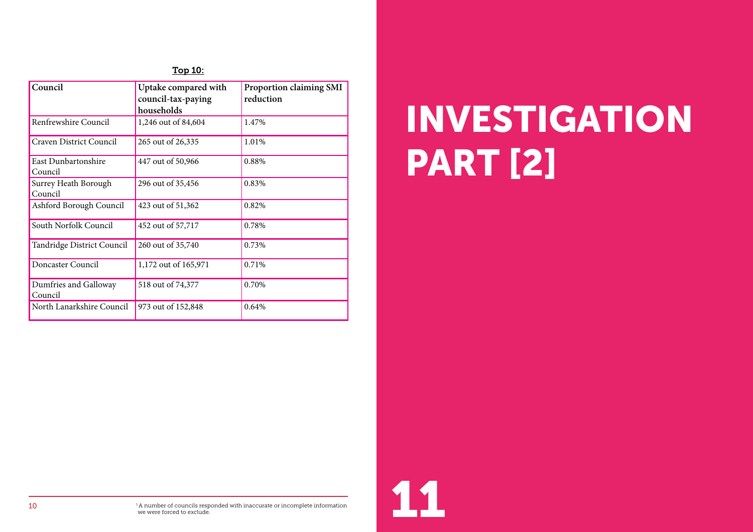Top 10:

| Council | Uptake compared with council-tax-paying households | Proportion claiming SMI reduction |
| --- | --- | --- |
| Renfrewshire Council | 1,246 out of 84,604 | 1.47% |
| Craven District Council | 265 out of 26,335 | 1.01% |
| East Dunbartonshire Council | 447 out of 50,966 | 0.88% |
| Surrey Heath Borough Council | 296 out of 35,456 | 0.83% |
| Ashford Borough Council | 423 out of 51,362 | 0.82% |
| South Norfolk Council | 452 out of 57,717 | 0.78% |
| Tandridge District Council | 260 out of 35,740 | 0.73% |
| Doncaster Council | 1,172 out of 165,971 | 0.71% |
| Dumfries and Galloway Council | 518 out of 74,377 | 0.70% |
| North Lanarkshire Council | 973 out of 152,848 | 0.64% |

[1] A number of councils responded with inaccurate or incomplete information we were forced to exclude.

# INVESTIGATION PART [2]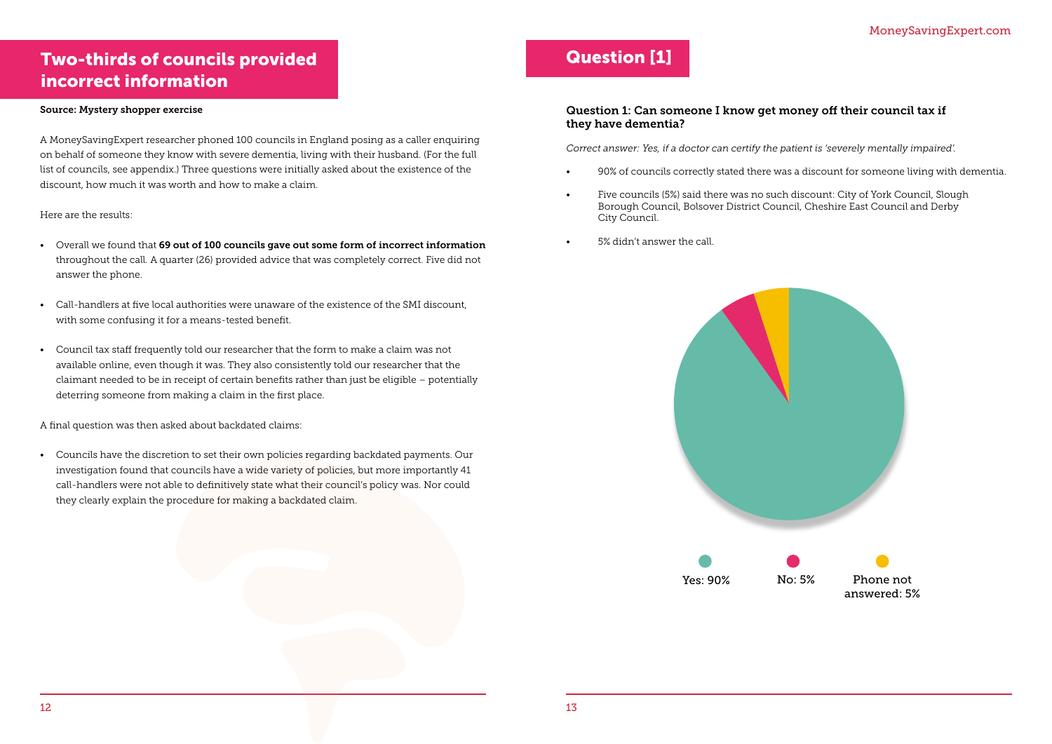## Two-thirds of councils provided incorrect information

**Source: Mystery shopper exercise**

A MoneySavingExpert researcher phoned 100 councils in England posing as a caller enquiring on behalf of someone they know with severe dementia, living with their husband. (For the full list of councils, see appendix.) Three questions were initially asked about the existence of the discount, how much it was worth and how to make a claim.

Here are the results:

- Overall we found that **69 out of 100 councils gave out some form of incorrect information** throughout the call. A quarter (26) provided advice that was completely correct. Five did not answer the phone.
- Call-handlers at five local authorities were unaware of the existence of the SMI discount, with some confusing it for a means-tested benefit.
- Council tax staff frequently told our researcher that the form to make a claim was not available online, even though it was. They also consistently told our researcher that the claimant needed to be in receipt of certain benefits rather than just be eligible – potentially deterring someone from making a claim in the first place.

A final question was then asked about backdated claims:

- Councils have the discretion to set their own policies regarding backdated payments. Our investigation found that councils have a wide variety of policies, but more importantly 41 call-handlers were not able to definitively state what their council's policy was. Nor could they clearly explain the procedure for making a backdated claim.

## Question [1]

**Question 1: Can someone I know get money off their council tax if they have dementia?**

*Correct answer: Yes, if a doctor can certify the patient is 'severely mentally impaired'.*

- 90% of councils correctly stated there was a discount for someone living with dementia.
- Five councils (5%) said there was no such discount: City of York Council, Slough Borough Council, Bolsover District Council, Cheshire East Council and Derby City Council.
- 5% didn't answer the call.

Yes: 90% | No: 5% | Phone not answered: 5%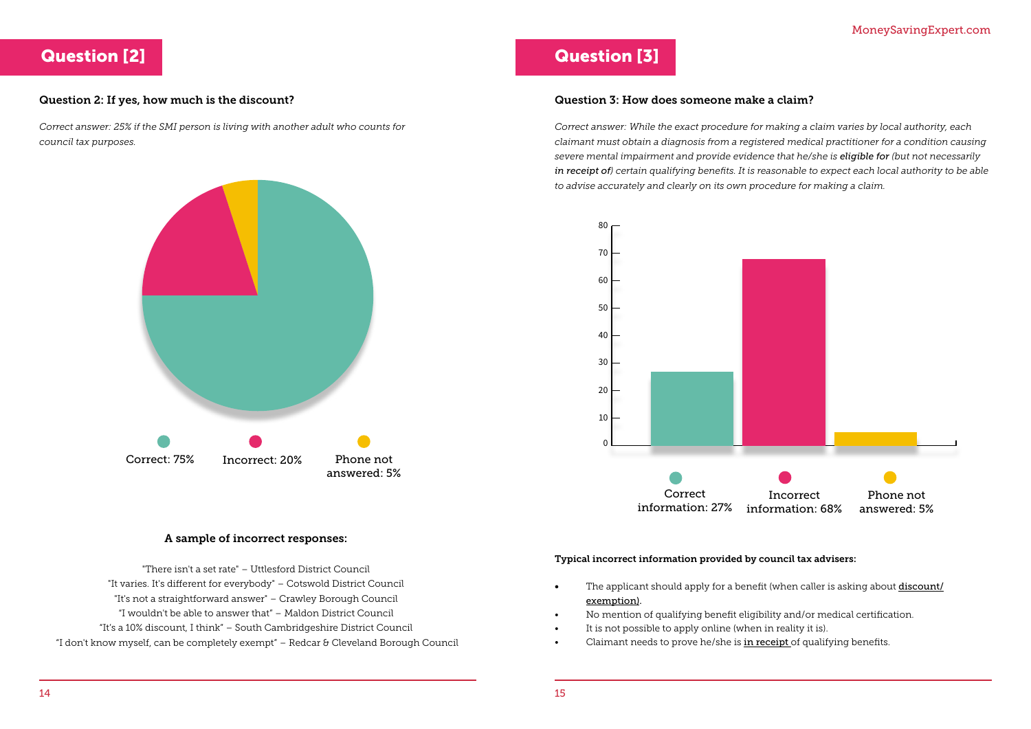## Question [2]

**Question 2: If yes, how much is the discount?**

*Correct answer: 25% if the SMI person is living with another adult who counts for council tax purposes.*

Correct: 75%

Incorrect: 20%

Phone not answered: 5%

**A sample of incorrect responses:**

"There isn't a set rate" – Uttlesford District Council
"It varies. It's different for everybody" – Cotswold District Council
"It's not a straightforward answer" – Crawley Borough Council
"I wouldn't be able to answer that" – Maldon District Council
"It's a 10% discount, I think" – South Cambridgeshire District Council
"I don't know myself, can be completely exempt" – Redcar & Cleveland Borough Council

## Question [3]

**Question 3: How does someone make a claim?**

*Correct answer: While the exact procedure for making a claim varies by local authority, each claimant must obtain a diagnosis from a registered medical practitioner for a condition causing severe mental impairment and provide evidence that he/she is **eligible for** (but not necessarily **in receipt of**) certain qualifying benefits. It is reasonable to expect each local authority to be able to advise accurately and clearly on its own procedure for making a claim.*

Correct information: 27%

Incorrect information: 68%

Phone not answered: 5%

**Typical incorrect information provided by council tax advisers:**

- The applicant should apply for a benefit (when caller is asking about discount/exemption).
- No mention of qualifying benefit eligibility and/or medical certification.
- It is not possible to apply online (when in reality it is).
- Claimant needs to prove he/she is in receipt of qualifying benefits.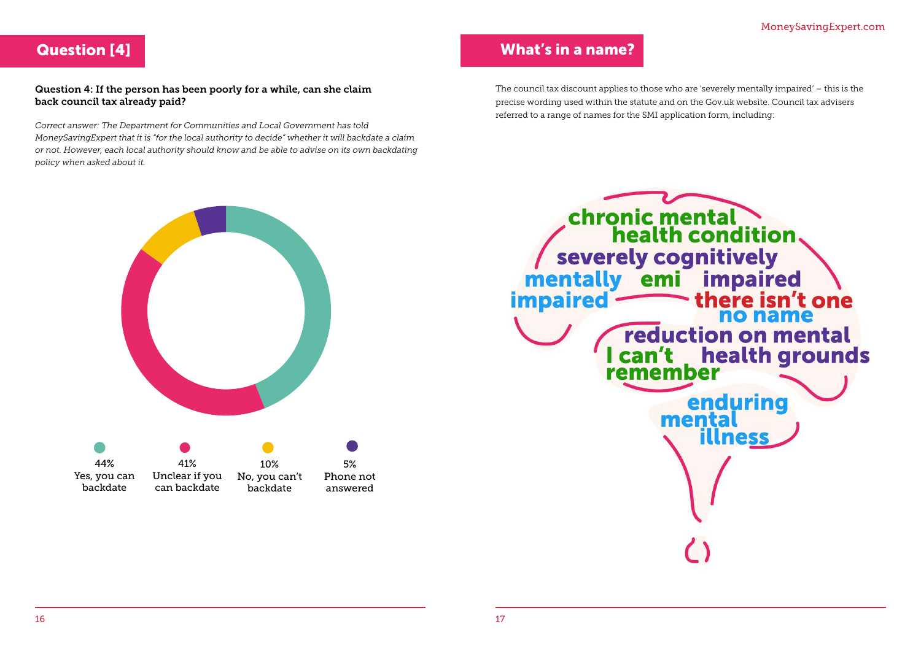## Question [4]

**Question 4: If the person has been poorly for a while, can she claim back council tax already paid?**

*Correct answer: The Department for Communities and Local Government has told MoneySavingExpert that it is "for the local authority to decide" whether it will backdate a claim or not. However, each local authority should know and be able to advise on its own backdating policy when asked about it.*

| Response | Share |
|---|---|
| Yes, you can backdate | 44% |
| Unclear if you can backdate | 41% |
| No, you can't backdate | 10% |
| Phone not answered | 5% |

## What's in a name?

The council tax discount applies to those who are 'severely mentally impaired' – this is the precise wording used within the statute and on the Gov.uk website. Council tax advisers referred to a range of names for the SMI application form, including:

- chronic mental health condition
- severely cognitively impaired
- mentally impaired
- emi
- there isn't one
- no name
- reduction on mental health grounds
- I can't remember
- enduring mental illness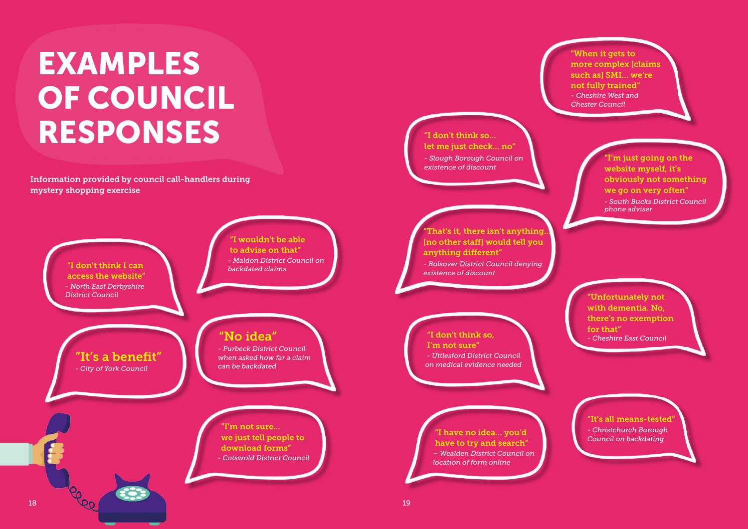# EXAMPLES OF COUNCIL RESPONSES

**Information provided by council call-handlers during mystery shopping exercise**

"I don't think I can access the website"
*- North East Derbyshire District Council*

"I wouldn't be able to advise on that"
*- Maldon District Council on backdated claims*

"It's a benefit"
*- City of York Council*

"No idea"
*- Purbeck District Council when asked how far a claim can be backdated*

"I'm not sure... we just tell people to download forms"
*- Cotswold District Council*

"When it gets to more complex [claims such as] SMI... we're not fully trained"
*- Cheshire West and Chester Council*

"I don't think so... let me just check... no"
*- Slough Borough Council on existence of discount*

"I'm just going on the website myself, it's obviously not something we go on very often"
*- South Bucks District Council phone adviser*

"That's it, there isn't anything... [no other staff] would tell you anything different"
*- Bolsover District Council denying existence of discount*

"Unfortunately not with dementia. No, there's no exemption for that"
*- Cheshire East Council*

"I don't think so, I'm not sure"
*- Uttlesford District Council on medical evidence needed*

"I have no idea... you'd have to try and search"
*– Wealden District Council on location of form online*

"It's all means-tested"
*- Christchurch Borough Council on backdating*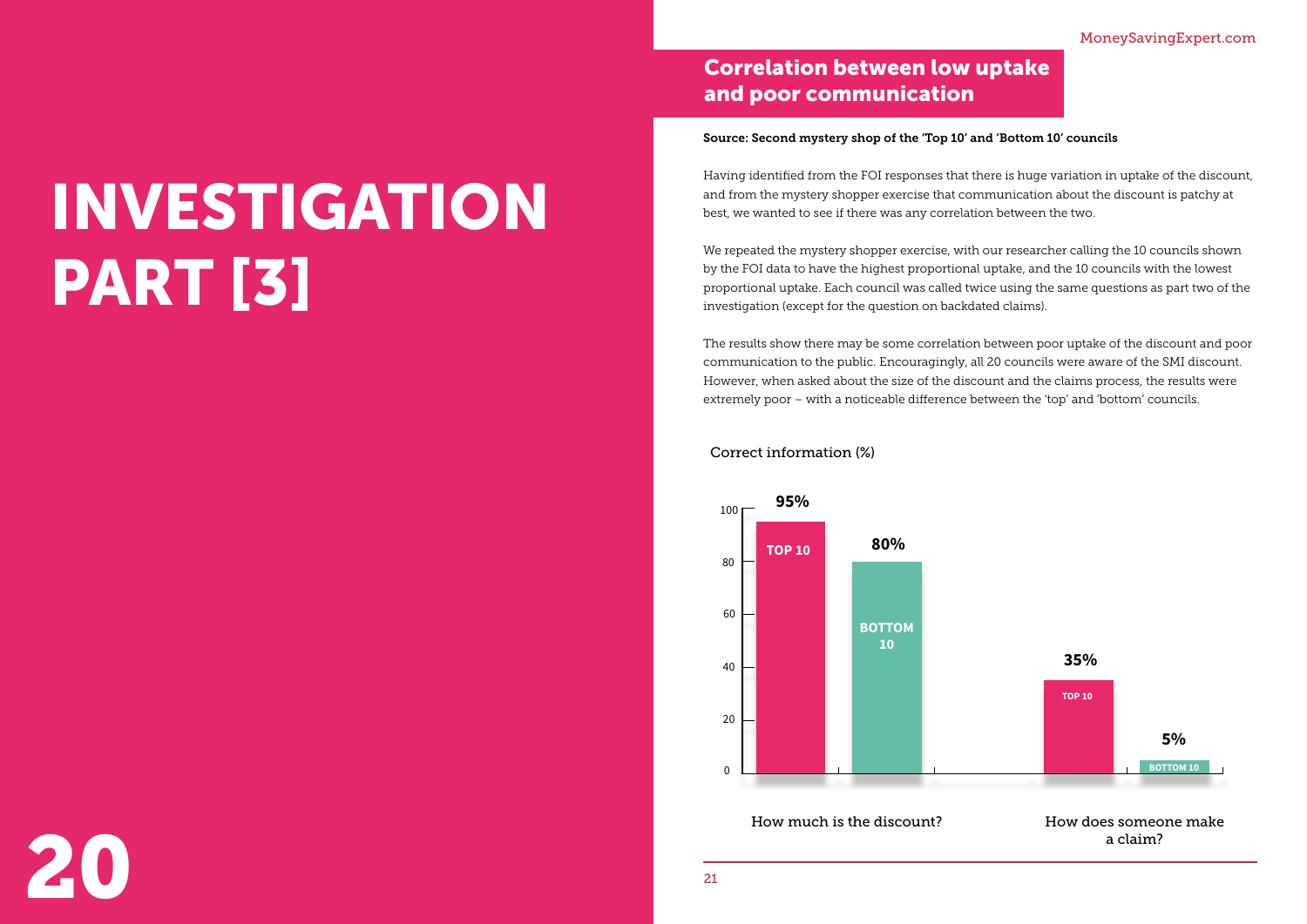# INVESTIGATION PART [3]

## Correlation between low uptake and poor communication

**Source: Second mystery shop of the 'Top 10' and 'Bottom 10' councils**

Having identified from the FOI responses that there is huge variation in uptake of the discount, and from the mystery shopper exercise that communication about the discount is patchy at best, we wanted to see if there was any correlation between the two.

We repeated the mystery shopper exercise, with our researcher calling the 10 councils shown by the FOI data to have the highest proportional uptake, and the 10 councils with the lowest proportional uptake. Each council was called twice using the same questions as part two of the investigation (except for the question on backdated claims).

The results show there may be some correlation between poor uptake of the discount and poor communication to the public. Encouragingly, all 20 councils were aware of the SMI discount. However, when asked about the size of the discount and the claims process, the results were extremely poor – with a noticeable difference between the 'top' and 'bottom' councils.

Correct information (%)

| | TOP 10 | BOTTOM 10 |
|---|---|---|
| How much is the discount? | 95% | 80% |
| How does someone make a claim? | 35% | 5% |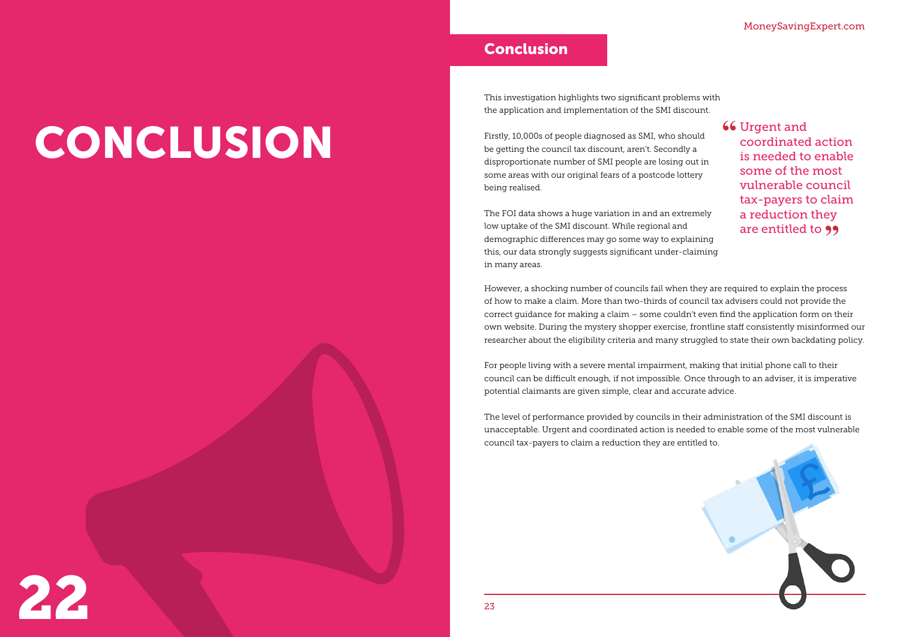# CONCLUSION

## Conclusion

This investigation highlights two significant problems with the application and implementation of the SMI discount.

Firstly, 10,000s of people diagnosed as SMI, who should be getting the council tax discount, aren't. Secondly a disproportionate number of SMI people are losing out in some areas with our original fears of a postcode lottery being realised.

The FOI data shows a huge variation in and an extremely low uptake of the SMI discount. While regional and demographic differences may go some way to explaining this, our data strongly suggests significant under-claiming in many areas.

> "Urgent and coordinated action is needed to enable some of the most vulnerable council tax-payers to claim a reduction they are entitled to"

However, a shocking number of councils fail when they are required to explain the process of how to make a claim. More than two-thirds of council tax advisers could not provide the correct guidance for making a claim – some couldn't even find the application form on their own website. During the mystery shopper exercise, frontline staff consistently misinformed our researcher about the eligibility criteria and many struggled to state their own backdating policy.

For people living with a severe mental impairment, making that initial phone call to their council can be difficult enough, if not impossible. Once through to an adviser, it is imperative potential claimants are given simple, clear and accurate advice.

The level of performance provided by councils in their administration of the SMI discount is unacceptable. Urgent and coordinated action is needed to enable some of the most vulnerable council tax-payers to claim a reduction they are entitled to.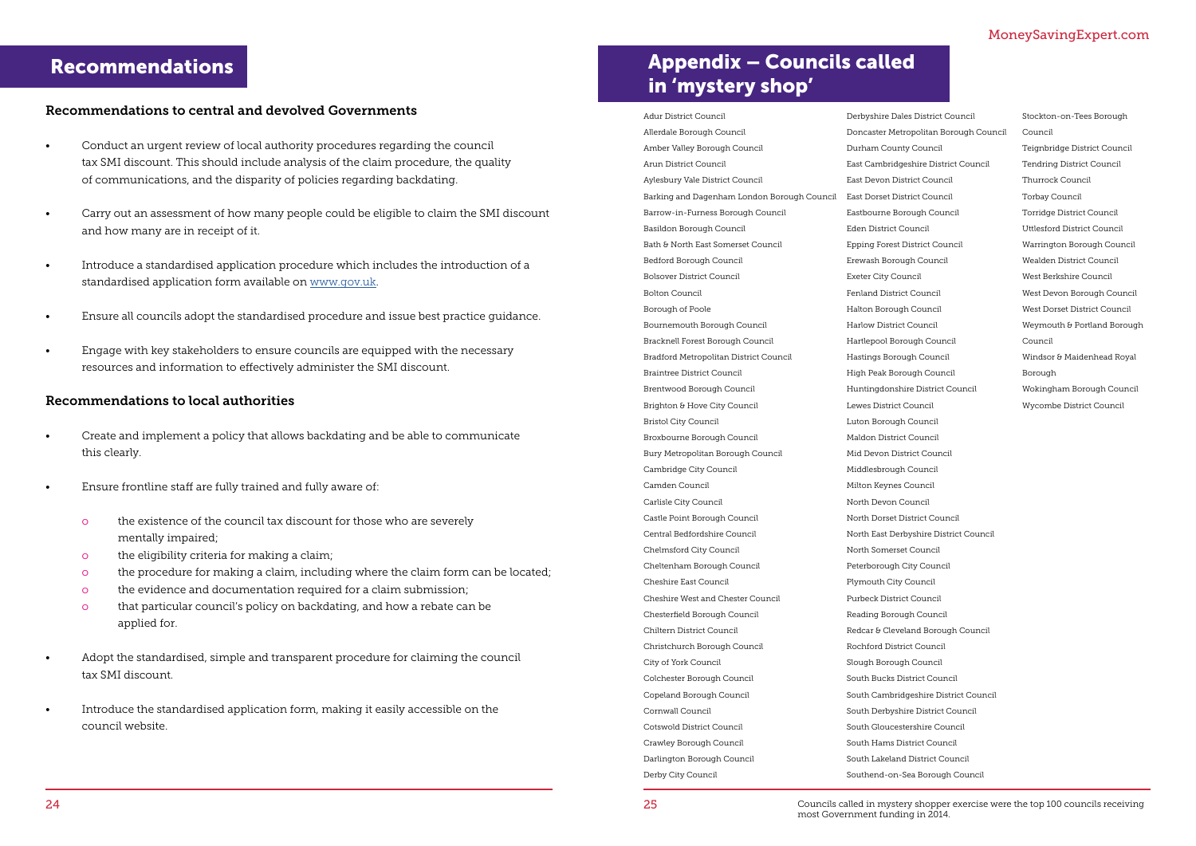# Recommendations

### Recommendations to central and devolved Governments

- Conduct an urgent review of local authority procedures regarding the council tax SMI discount. This should include analysis of the claim procedure, the quality of communications, and the disparity of policies regarding backdating.
- Carry out an assessment of how many people could be eligible to claim the SMI discount and how many are in receipt of it.
- Introduce a standardised application procedure which includes the introduction of a standardised application form available on www.gov.uk.
- Ensure all councils adopt the standardised procedure and issue best practice guidance.
- Engage with key stakeholders to ensure councils are equipped with the necessary resources and information to effectively administer the SMI discount.

### Recommendations to local authorities

- Create and implement a policy that allows backdating and be able to communicate this clearly.
- Ensure frontline staff are fully trained and fully aware of:
  - the existence of the council tax discount for those who are severely mentally impaired;
  - the eligibility criteria for making a claim;
  - the procedure for making a claim, including where the claim form can be located;
  - the evidence and documentation required for a claim submission;
  - that particular council's policy on backdating, and how a rebate can be applied for.
- Adopt the standardised, simple and transparent procedure for claiming the council tax SMI discount.
- Introduce the standardised application form, making it easily accessible on the council website.

# Appendix – Councils called in 'mystery shop'

Adur District Council
Allerdale Borough Council
Amber Valley Borough Council
Arun District Council
Aylesbury Vale District Council
Barking and Dagenham London Borough Council
Barrow-in-Furness Borough Council
Basildon Borough Council
Bath & North East Somerset Council
Bedford Borough Council
Bolsover District Council
Bolton Council
Borough of Poole
Bournemouth Borough Council
Bracknell Forest Borough Council
Bradford Metropolitan District Council
Braintree District Council
Brentwood Borough Council
Brighton & Hove City Council
Bristol City Council
Broxbourne Borough Council
Bury Metropolitan Borough Council
Cambridge City Council
Camden Council
Carlisle City Council
Castle Point Borough Council
Central Bedfordshire Council
Chelmsford City Council
Cheltenham Borough Council
Cheshire East Council
Cheshire West and Chester Council
Chesterfield Borough Council
Chiltern District Council
Christchurch Borough Council
City of York Council
Colchester Borough Council
Copeland Borough Council
Cornwall Council
Cotswold District Council
Crawley Borough Council
Darlington Borough Council
Derby City Council
Derbyshire Dales District Council
Doncaster Metropolitan Borough Council
Durham County Council
East Cambridgeshire District Council
East Devon District Council
East Dorset District Council
Eastbourne Borough Council
Eden District Council
Epping Forest District Council
Erewash Borough Council
Exeter City Council
Fenland District Council
Halton Borough Council
Harlow District Council
Hartlepool Borough Council
Hastings Borough Council
High Peak Borough Council
Huntingdonshire District Council
Lewes District Council
Luton Borough Council
Maldon District Council
Mid Devon District Council
Middlesbrough Council
Milton Keynes Council
North Devon Council
North Dorset District Council
North East Derbyshire District Council
North Somerset Council
Peterborough City Council
Plymouth City Council
Purbeck District Council
Reading Borough Council
Redcar & Cleveland Borough Council
Rochford District Council
Slough Borough Council
South Bucks District Council
South Cambridgeshire District Council
South Derbyshire District Council
South Gloucestershire Council
South Hams District Council
South Lakeland District Council
Southend-on-Sea Borough Council
Stockton-on-Tees Borough Council
Teignbridge District Council
Tendring District Council
Thurrock Council
Torbay Council
Torridge District Council
Uttlesford District Council
Warrington Borough Council
Wealden District Council
West Berkshire Council
West Devon Borough Council
West Dorset District Council
Weymouth & Portland Borough Council
Windsor & Maidenhead Royal Borough
Wokingham Borough Council
Wycombe District Council

Councils called in mystery shopper exercise were the top 100 councils receiving most Government funding in 2014.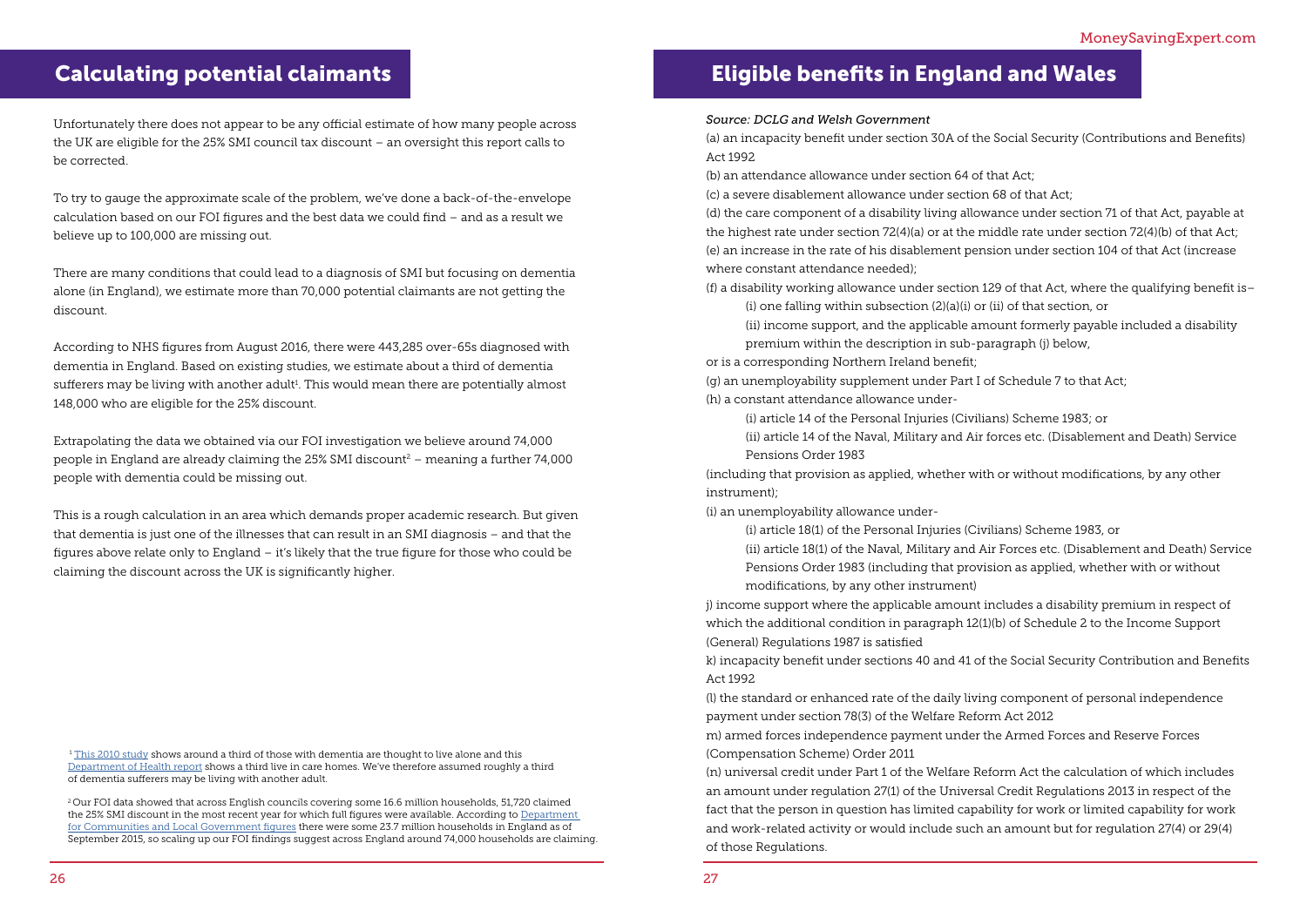## Calculating potential claimants

Unfortunately there does not appear to be any official estimate of how many people across the UK are eligible for the 25% SMI council tax discount – an oversight this report calls to be corrected.

To try to gauge the approximate scale of the problem, we've done a back-of-the-envelope calculation based on our FOI figures and the best data we could find – and as a result we believe up to 100,000 are missing out.

There are many conditions that could lead to a diagnosis of SMI but focusing on dementia alone (in England), we estimate more than 70,000 potential claimants are not getting the discount.

According to NHS figures from August 2016, there were 443,285 over-65s diagnosed with dementia in England. Based on existing studies, we estimate about a third of dementia sufferers may be living with another adult[1]. This would mean there are potentially almost 148,000 who are eligible for the 25% discount.

Extrapolating the data we obtained via our FOI investigation we believe around 74,000 people in England are already claiming the 25% SMI discount[2] – meaning a further 74,000 people with dementia could be missing out.

This is a rough calculation in an area which demands proper academic research. But given that dementia is just one of the illnesses that can result in an SMI diagnosis – and that the figures above relate only to England – it's likely that the true figure for those who could be claiming the discount across the UK is significantly higher.

[1] This 2010 study shows around a third of those with dementia are thought to live alone and this Department of Health report shows a third live in care homes. We've therefore assumed roughly a third of dementia sufferers may be living with another adult.

[2] Our FOI data showed that across English councils covering some 16.6 million households, 51,720 claimed the 25% SMI discount in the most recent year for which full figures were available. According to Department for Communities and Local Government figures there were some 23.7 million households in England as of September 2015, so scaling up our FOI findings suggest across England around 74,000 households are claiming.

## Eligible benefits in England and Wales

*Source: DCLG and Welsh Government*

(a) an incapacity benefit under section 30A of the Social Security (Contributions and Benefits) Act 1992

(b) an attendance allowance under section 64 of that Act;

(c) a severe disablement allowance under section 68 of that Act;

(d) the care component of a disability living allowance under section 71 of that Act, payable at the highest rate under section 72(4)(a) or at the middle rate under section 72(4)(b) of that Act;

(e) an increase in the rate of his disablement pension under section 104 of that Act (increase where constant attendance needed);

(f) a disability working allowance under section 129 of that Act, where the qualifying benefit is–

(i) one falling within subsection (2)(a)(i) or (ii) of that section, or

(ii) income support, and the applicable amount formerly payable included a disability premium within the description in sub-paragraph (j) below,

or is a corresponding Northern Ireland benefit;

(g) an unemployability supplement under Part I of Schedule 7 to that Act;

(h) a constant attendance allowance under-

(i) article 14 of the Personal Injuries (Civilians) Scheme 1983; or

(ii) article 14 of the Naval, Military and Air forces etc. (Disablement and Death) Service Pensions Order 1983

(including that provision as applied, whether with or without modifications, by any other instrument);

(i) an unemployability allowance under-

(i) article 18(1) of the Personal Injuries (Civilians) Scheme 1983, or

(ii) article 18(1) of the Naval, Military and Air Forces etc. (Disablement and Death) Service Pensions Order 1983 (including that provision as applied, whether with or without modifications, by any other instrument)

j) income support where the applicable amount includes a disability premium in respect of which the additional condition in paragraph 12(1)(b) of Schedule 2 to the Income Support (General) Regulations 1987 is satisfied

k) incapacity benefit under sections 40 and 41 of the Social Security Contribution and Benefits Act 1992

(l) the standard or enhanced rate of the daily living component of personal independence payment under section 78(3) of the Welfare Reform Act 2012

m) armed forces independence payment under the Armed Forces and Reserve Forces (Compensation Scheme) Order 2011

(n) universal credit under Part 1 of the Welfare Reform Act the calculation of which includes an amount under regulation 27(1) of the Universal Credit Regulations 2013 in respect of the fact that the person in question has limited capability for work or limited capability for work and work-related activity or would include such an amount but for regulation 27(4) or 29(4) of those Regulations.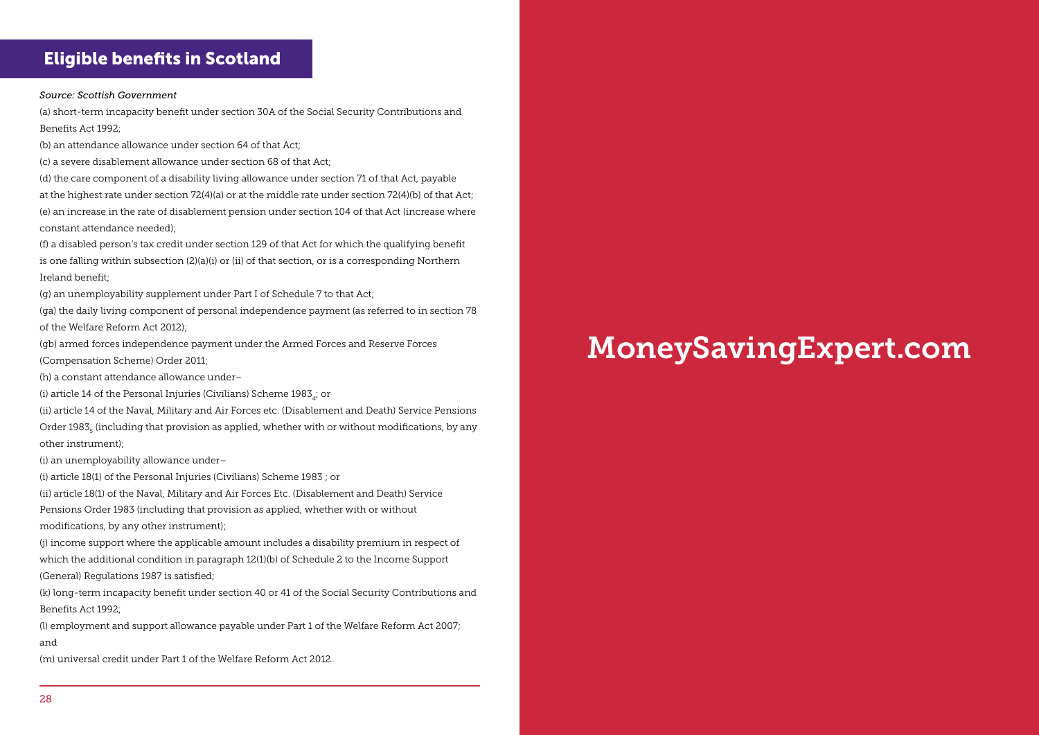## Eligible benefits in Scotland

*Source: Scottish Government*

(a) short-term incapacity benefit under section 30A of the Social Security Contributions and Benefits Act 1992;

(b) an attendance allowance under section 64 of that Act;

(c) a severe disablement allowance under section 68 of that Act;

(d) the care component of a disability living allowance under section 71 of that Act, payable at the highest rate under section 72(4)(a) or at the middle rate under section 72(4)(b) of that Act;

(e) an increase in the rate of disablement pension under section 104 of that Act (increase where constant attendance needed);

(f) a disabled person's tax credit under section 129 of that Act for which the qualifying benefit is one falling within subsection (2)(a)(i) or (ii) of that section, or is a corresponding Northern Ireland benefit;

(g) an unemployability supplement under Part I of Schedule 7 to that Act;

(ga) the daily living component of personal independence payment (as referred to in section 78 of the Welfare Reform Act 2012);

(gb) armed forces independence payment under the Armed Forces and Reserve Forces (Compensation Scheme) Order 2011;

(h) a constant attendance allowance under–

(i) article 14 of the Personal Injuries (Civilians) Scheme 1983[4]; or

(ii) article 14 of the Naval, Military and Air Forces etc. (Disablement and Death) Service Pensions Order 1983[5] (including that provision as applied, whether with or without modifications, by any other instrument);

(i) an unemployability allowance under–

(i) article 18(1) of the Personal Injuries (Civilians) Scheme 1983 ; or

(ii) article 18(1) of the Naval, Military and Air Forces Etc. (Disablement and Death) Service Pensions Order 1983 (including that provision as applied, whether with or without modifications, by any other instrument);

(j) income support where the applicable amount includes a disability premium in respect of which the additional condition in paragraph 12(1)(b) of Schedule 2 to the Income Support (General) Regulations 1987 is satisfied;

(k) long-term incapacity benefit under section 40 or 41 of the Social Security Contributions and Benefits Act 1992;

(l) employment and support allowance payable under Part 1 of the Welfare Reform Act 2007; and

(m) universal credit under Part 1 of the Welfare Reform Act 2012.

MoneySavingExpert.com